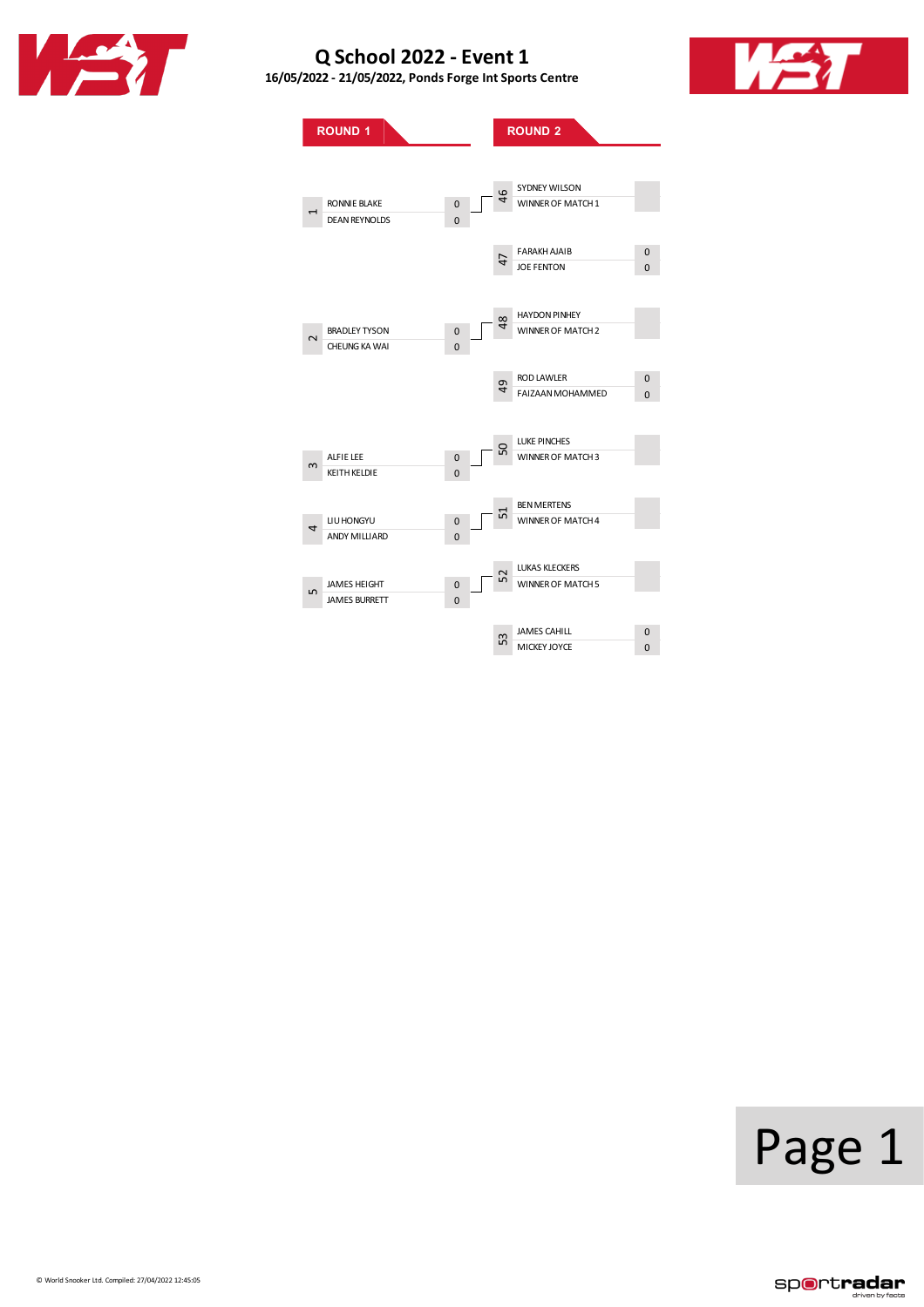# Q School 2022 - Event 1

**16/05/2022 - 21/05/2022, Ponds Forge Int Sports Centre**

## ROUND 1

| Match | Player | Score |
|---|---|---|
| 1 | RONNIE BLAKE | 0 |
| | DEAN REYNOLDS | 0 |
| 2 | BRADLEY TYSON | 0 |
| | CHEUNG KA WAI | 0 |
| 3 | ALFIE LEE | 0 |
| | KEITH KELDIE | 0 |
| 4 | LIU HONGYU | 0 |
| | ANDY MILLIARD | 0 |
| 5 | JAMES HEIGHT | 0 |
| | JAMES BURRETT | 0 |

## ROUND 2

| Match | Player | Score |
|---|---|---|
| 46 | SYDNEY WILSON | |
| | WINNER OF MATCH 1 | |
| 47 | FARAKH AJAIB | 0 |
| | JOE FENTON | 0 |
| 48 | HAYDON PINHEY | |
| | WINNER OF MATCH 2 | |
| 49 | ROD LAWLER | 0 |
| | FAIZAAN MOHAMMED | 0 |
| 50 | LUKE PINCHES | |
| | WINNER OF MATCH 3 | |
| 51 | BEN MERTENS | |
| | WINNER OF MATCH 4 | |
| 52 | LUKAS KLECKERS | |
| | WINNER OF MATCH 5 | |
| 53 | JAMES CAHILL | 0 |
| | MICKEY JOYCE | 0 |

© World Snooker Ltd. Compiled: 27/04/2022 12:45:05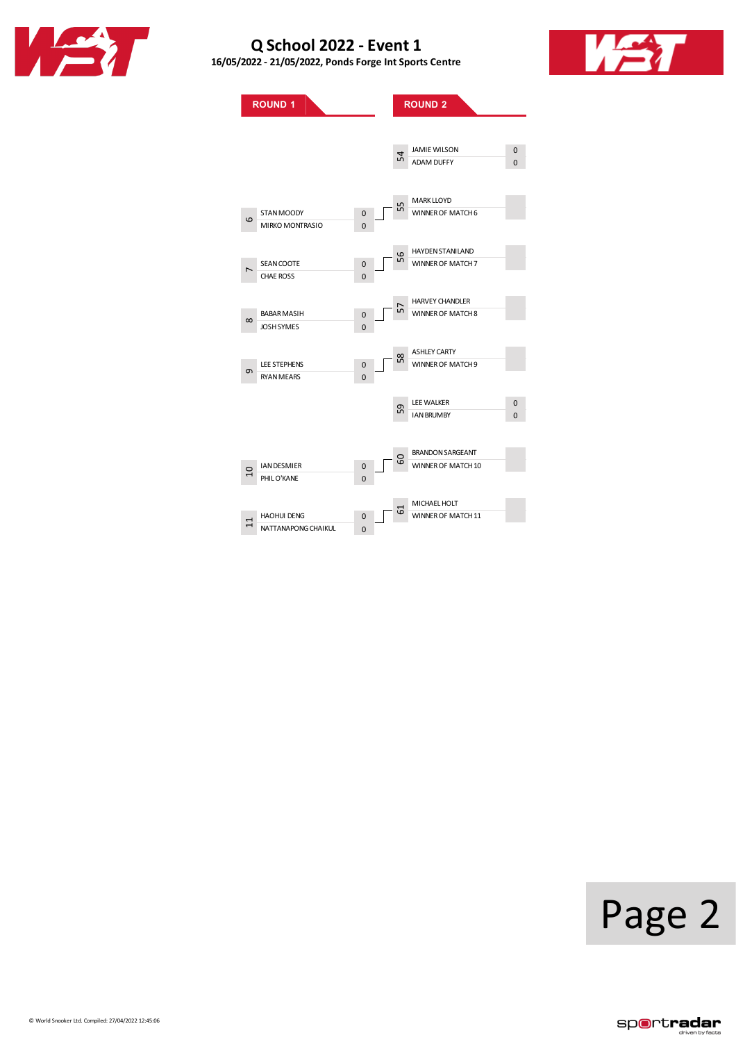# Q School 2022 - Event 1

**16/05/2022 - 21/05/2022, Ponds Forge Int Sports Centre**

## ROUND 1

| Match | Player | Score |
|---|---|---|
| 6 | STAN MOODY | 0 |
| | MIRKO MONTRASIO | 0 |
| 7 | SEAN COOTE | 0 |
| | CHAE ROSS | 0 |
| 8 | BABAR MASIH | 0 |
| | JOSH SYMES | 0 |
| 9 | LEE STEPHENS | 0 |
| | RYAN MEARS | 0 |
| 10 | IAN DESMIER | 0 |
| | PHIL O'KANE | 0 |
| 11 | HAOHUI DENG | 0 |
| | NATTANAPONG CHAIKUL | 0 |

## ROUND 2

| Match | Player | Score |
|---|---|---|
| 54 | JAMIE WILSON | 0 |
| | ADAM DUFFY | 0 |
| 55 | MARK LLOYD | |
| | WINNER OF MATCH 6 | |
| 56 | HAYDEN STANILAND | |
| | WINNER OF MATCH 7 | |
| 57 | HARVEY CHANDLER | |
| | WINNER OF MATCH 8 | |
| 58 | ASHLEY CARTY | |
| | WINNER OF MATCH 9 | |
| 59 | LEE WALKER | 0 |
| | IAN BRUMBY | 0 |
| 60 | BRANDON SARGEANT | |
| | WINNER OF MATCH 10 | |
| 61 | MICHAEL HOLT | |
| | WINNER OF MATCH 11 | |

© World Snooker Ltd. Compiled: 27/04/2022 12:45:06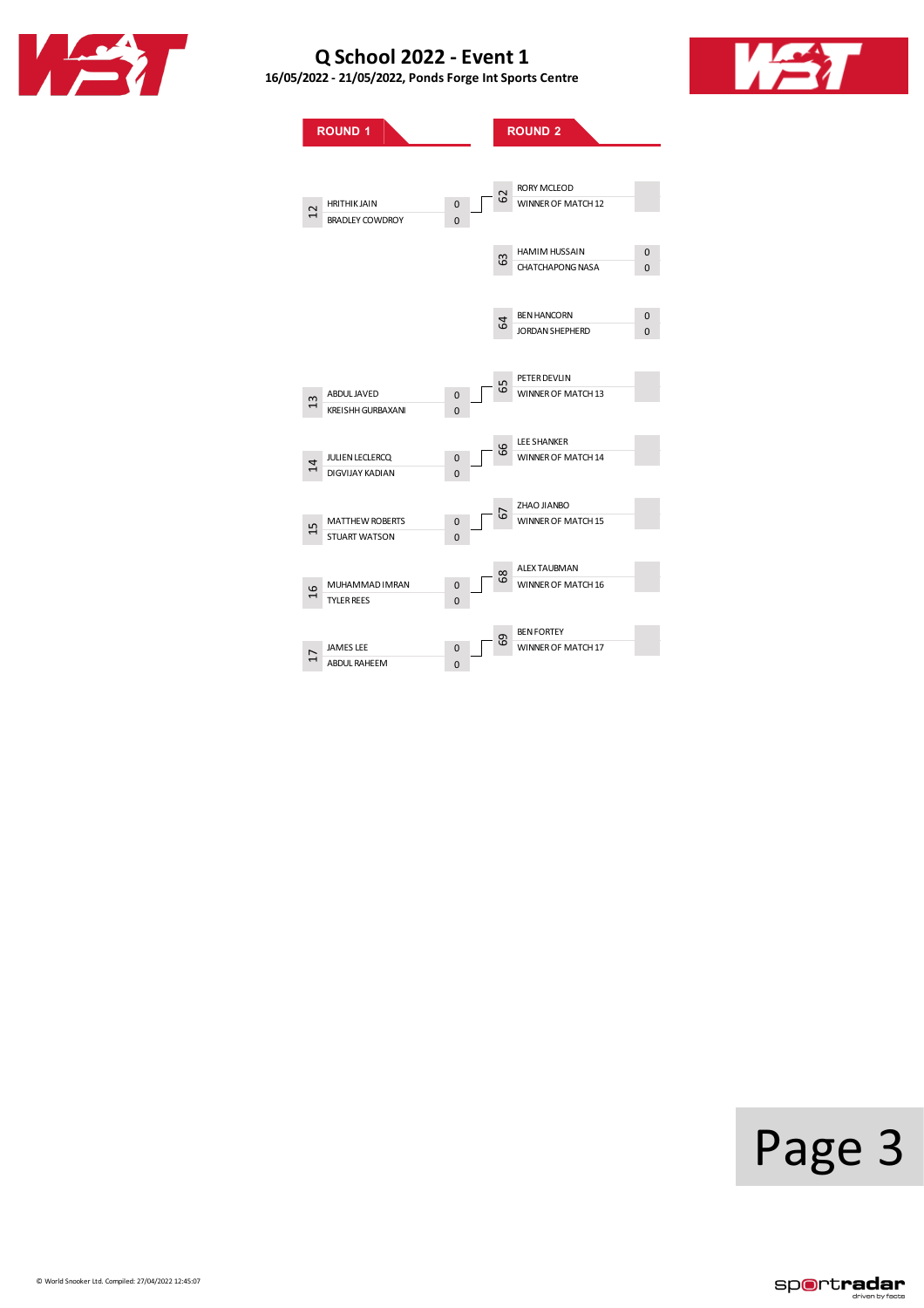# Q School 2022 - Event 1

**16/05/2022 - 21/05/2022, Ponds Forge Int Sports Centre**

## ROUND 1

| Match | Player | Score |
|---|---|---|
| 12 | HRITHIK JAIN | 0 |
| | BRADLEY COWDROY | 0 |
| 13 | ABDUL JAVED | 0 |
| | KREISHH GURBAXANI | 0 |
| 14 | JULIEN LECLERCQ | 0 |
| | DIGVIJAY KADIAN | 0 |
| 15 | MATTHEW ROBERTS | 0 |
| | STUART WATSON | 0 |
| 16 | MUHAMMAD IMRAN | 0 |
| | TYLER REES | 0 |
| 17 | JAMES LEE | 0 |
| | ABDUL RAHEEM | 0 |

## ROUND 2

| Match | Player | Score |
|---|---|---|
| 62 | RORY MCLEOD | |
| | WINNER OF MATCH 12 | |
| 63 | HAMIM HUSSAIN | 0 |
| | CHATCHAPONG NASA | 0 |
| 64 | BEN HANCORN | 0 |
| | JORDAN SHEPHERD | 0 |
| 65 | PETER DEVLIN | |
| | WINNER OF MATCH 13 | |
| 66 | LEE SHANKER | |
| | WINNER OF MATCH 14 | |
| 67 | ZHAO JIANBO | |
| | WINNER OF MATCH 15 | |
| 68 | ALEX TAUBMAN | |
| | WINNER OF MATCH 16 | |
| 69 | BEN FORTEY | |
| | WINNER OF MATCH 17 | |

© World Snooker Ltd. Compiled: 27/04/2022 12:45:07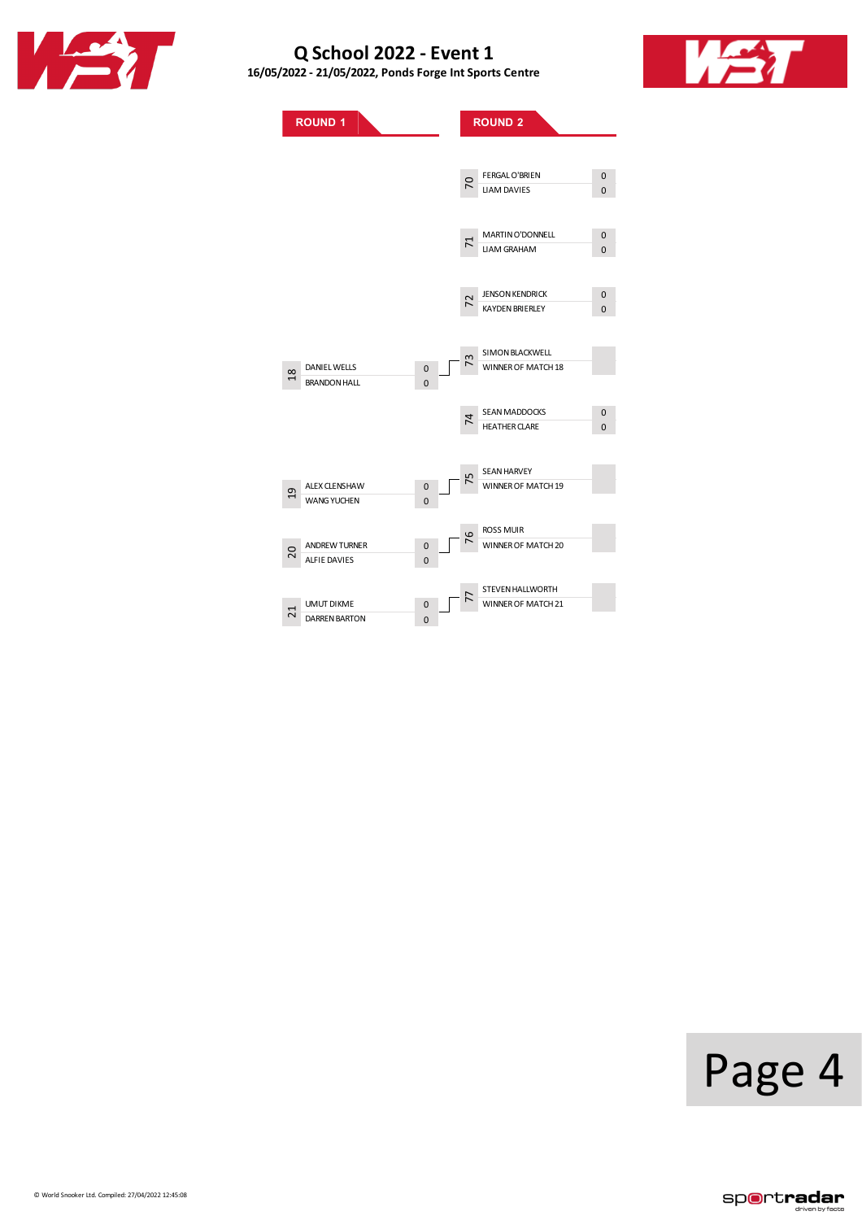# Q School 2022 - Event 1

**16/05/2022 - 21/05/2022, Ponds Forge Int Sports Centre**

## ROUND 1

| Match | Player | Score |
|---|---|---|
| 18 | DANIEL WELLS | 0 |
| | BRANDON HALL | 0 |
| 19 | ALEX CLENSHAW | 0 |
| | WANG YUCHEN | 0 |
| 20 | ANDREW TURNER | 0 |
| | ALFIE DAVIES | 0 |
| 21 | UMUT DIKME | 0 |
| | DARREN BARTON | 0 |

## ROUND 2

| Match | Player | Score |
|---|---|---|
| 70 | FERGAL O'BRIEN | 0 |
| | LIAM DAVIES | 0 |
| 71 | MARTIN O'DONNELL | 0 |
| | LIAM GRAHAM | 0 |
| 72 | JENSON KENDRICK | 0 |
| | KAYDEN BRIERLEY | 0 |
| 73 | SIMON BLACKWELL | |
| | WINNER OF MATCH 18 | |
| 74 | SEAN MADDOCKS | 0 |
| | HEATHER CLARE | 0 |
| 75 | SEAN HARVEY | |
| | WINNER OF MATCH 19 | |
| 76 | ROSS MUIR | |
| | WINNER OF MATCH 20 | |
| 77 | STEVEN HALLWORTH | |
| | WINNER OF MATCH 21 | |

© World Snooker Ltd. Compiled: 27/04/2022 12:45:08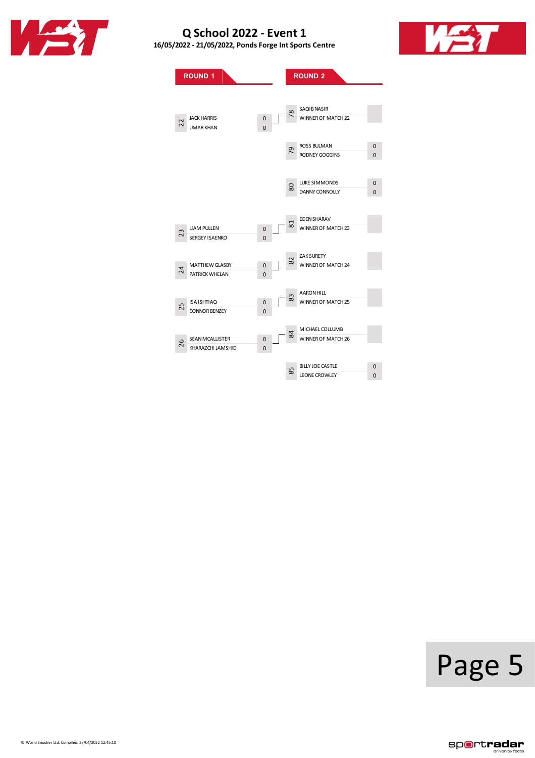# Q School 2022 - Event 1

**16/05/2022 - 21/05/2022, Ponds Forge Int Sports Centre**

## ROUND 1

| Match | Player | Score |
|---|---|---|
| 22 | JACK HARRIS | 0 |
| | UMAR KHAN | 0 |
| 23 | LIAM PULLEN | 0 |
| | SERGEY ISAENKO | 0 |
| 24 | MATTHEW GLASBY | 0 |
| | PATRICK WHELAN | 0 |
| 25 | ISA ISHTIAQ | 0 |
| | CONNOR BENZEY | 0 |
| 26 | SEAN MCALLISTER | 0 |
| | KHARAZCHI JAMSHID | 0 |

## ROUND 2

| Match | Player | Score |
|---|---|---|
| 78 | SAQIB NASIR | |
| | WINNER OF MATCH 22 | |
| 79 | ROSS BULMAN | 0 |
| | RODNEY GOGGINS | 0 |
| 80 | LUKE SIMMONDS | 0 |
| | DANNY CONNOLLY | 0 |
| 81 | EDEN SHARAV | |
| | WINNER OF MATCH 23 | |
| 82 | ZAK SURETY | |
| | WINNER OF MATCH 24 | |
| 83 | AARON HILL | |
| | WINNER OF MATCH 25 | |
| 84 | MICHAEL COLLUMB | |
| | WINNER OF MATCH 26 | |
| 85 | BILLY JOE CASTLE | 0 |
| | LEONE CROWLEY | 0 |

© World Snooker Ltd. Compiled: 27/04/2022 12:45:10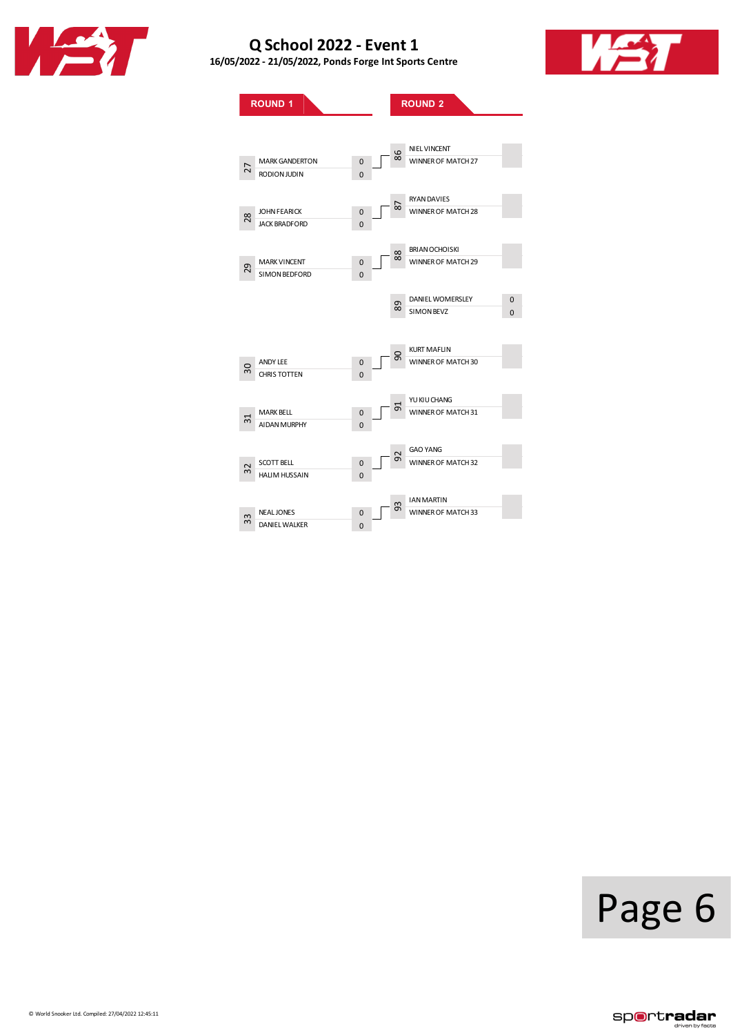# Q School 2022 - Event 1

**16/05/2022 - 21/05/2022, Ponds Forge Int Sports Centre**

## ROUND 1

| Match | Player | Score |
|---|---|---|
| 27 | MARK GANDERTON | 0 |
| | RODION JUDIN | 0 |
| 28 | JOHN FEARICK | 0 |
| | JACK BRADFORD | 0 |
| 29 | MARK VINCENT | 0 |
| | SIMON BEDFORD | 0 |
| 30 | ANDY LEE | 0 |
| | CHRIS TOTTEN | 0 |
| 31 | MARK BELL | 0 |
| | AIDAN MURPHY | 0 |
| 32 | SCOTT BELL | 0 |
| | HALIM HUSSAIN | 0 |
| 33 | NEAL JONES | 0 |
| | DANIEL WALKER | 0 |

## ROUND 2

| Match | Player | Score |
|---|---|---|
| 86 | NIEL VINCENT | |
| | WINNER OF MATCH 27 | |
| 87 | RYAN DAVIES | |
| | WINNER OF MATCH 28 | |
| 88 | BRIAN OCHOISKI | |
| | WINNER OF MATCH 29 | |
| 89 | DANIEL WOMERSLEY | 0 |
| | SIMON BEVZ | 0 |
| 90 | KURT MAFLIN | |
| | WINNER OF MATCH 30 | |
| 91 | YU KIU CHANG | |
| | WINNER OF MATCH 31 | |
| 92 | GAO YANG | |
| | WINNER OF MATCH 32 | |
| 93 | IAN MARTIN | |
| | WINNER OF MATCH 33 | |

© World Snooker Ltd. Compiled: 27/04/2022 12:45:11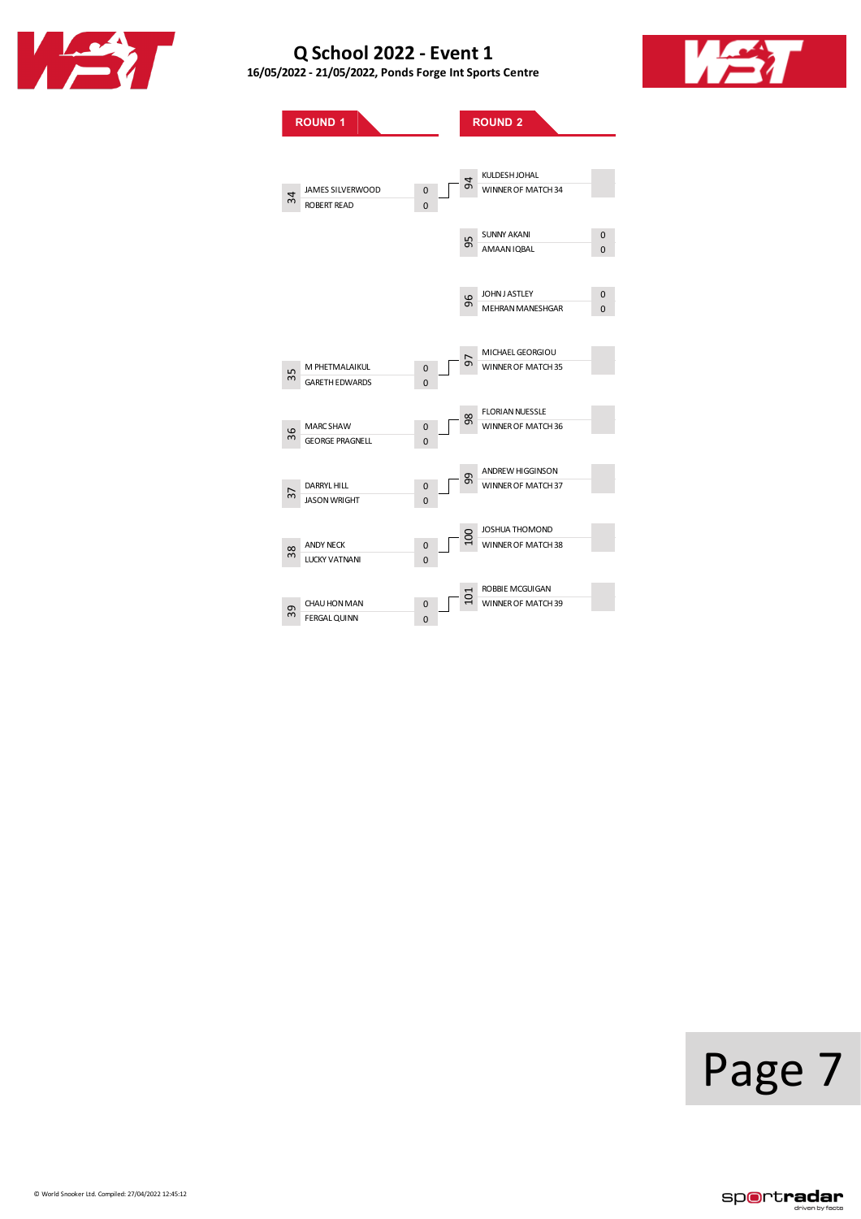# Q School 2022 - Event 1

**16/05/2022 - 21/05/2022, Ponds Forge Int Sports Centre**

## ROUND 1

| Match | Player | Score |
|---|---|---|
| 34 | JAMES SILVERWOOD | 0 |
| | ROBERT READ | 0 |
| 35 | M PHETMALAIKUL | 0 |
| | GARETH EDWARDS | 0 |
| 36 | MARC SHAW | 0 |
| | GEORGE PRAGNELL | 0 |
| 37 | DARRYL HILL | 0 |
| | JASON WRIGHT | 0 |
| 38 | ANDY NECK | 0 |
| | LUCKY VATNANI | 0 |
| 39 | CHAU HON MAN | 0 |
| | FERGAL QUINN | 0 |

## ROUND 2

| Match | Player | Score |
|---|---|---|
| 94 | KULDESH JOHAL | |
| | WINNER OF MATCH 34 | |
| 95 | SUNNY AKANI | 0 |
| | AMAAN IQBAL | 0 |
| 96 | JOHN J ASTLEY | 0 |
| | MEHRAN MANESHGAR | 0 |
| 97 | MICHAEL GEORGIOU | |
| | WINNER OF MATCH 35 | |
| 98 | FLORIAN NUESSLE | |
| | WINNER OF MATCH 36 | |
| 99 | ANDREW HIGGINSON | |
| | WINNER OF MATCH 37 | |
| 100 | JOSHUA THOMOND | |
| | WINNER OF MATCH 38 | |
| 101 | ROBBIE MCGUIGAN | |
| | WINNER OF MATCH 39 | |

© World Snooker Ltd. Compiled: 27/04/2022 12:45:12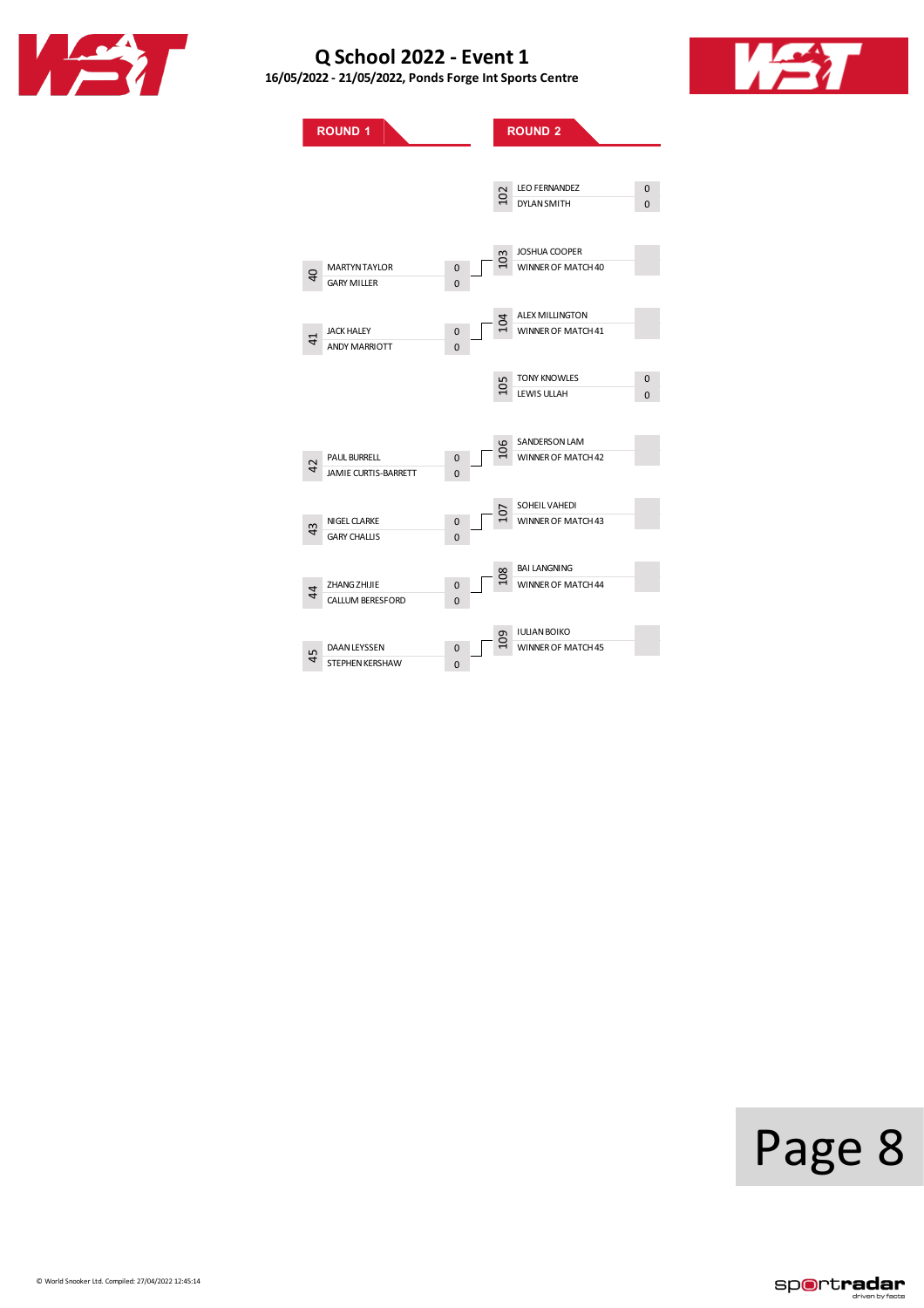# Q School 2022 - Event 1

**16/05/2022 - 21/05/2022, Ponds Forge Int Sports Centre**

## ROUND 1

| Match | Player | Score |
|---|---|---|
| 40 | MARTYN TAYLOR | 0 |
| | GARY MILLER | 0 |
| 41 | JACK HALEY | 0 |
| | ANDY MARRIOTT | 0 |
| 42 | PAUL BURRELL | 0 |
| | JAMIE CURTIS-BARRETT | 0 |
| 43 | NIGEL CLARKE | 0 |
| | GARY CHALLIS | 0 |
| 44 | ZHANG ZHIJIE | 0 |
| | CALLUM BERESFORD | 0 |
| 45 | DAAN LEYSSEN | 0 |
| | STEPHEN KERSHAW | 0 |

## ROUND 2

| Match | Player | Score |
|---|---|---|
| 102 | LEO FERNANDEZ | 0 |
| | DYLAN SMITH | 0 |
| 103 | JOSHUA COOPER | |
| | WINNER OF MATCH 40 | |
| 104 | ALEX MILLINGTON | |
| | WINNER OF MATCH 41 | |
| 105 | TONY KNOWLES | 0 |
| | LEWIS ULLAH | 0 |
| 106 | SANDERSON LAM | |
| | WINNER OF MATCH 42 | |
| 107 | SOHEIL VAHEDI | |
| | WINNER OF MATCH 43 | |
| 108 | BAI LANGNING | |
| | WINNER OF MATCH 44 | |
| 109 | IULIAN BOIKO | |
| | WINNER OF MATCH 45 | |

© World Snooker Ltd. Compiled: 27/04/2022 12:45:14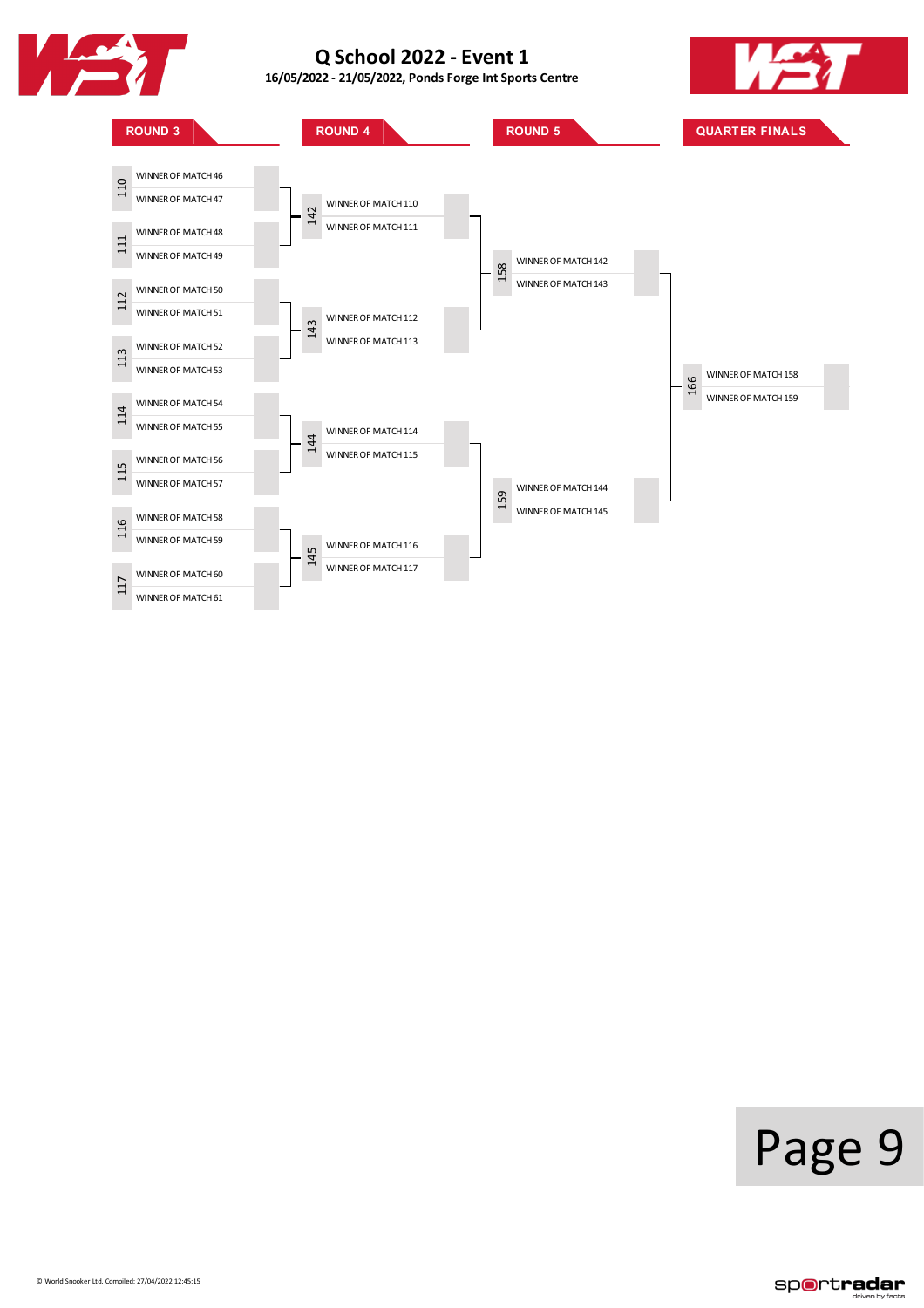# Q School 2022 - Event 1

**16/05/2022 - 21/05/2022, Ponds Forge Int Sports Centre**

## ROUND 3

| Match | Players |
|---|---|
| 110 | WINNER OF MATCH 46 |
| | WINNER OF MATCH 47 |
| 111 | WINNER OF MATCH 48 |
| | WINNER OF MATCH 49 |
| 112 | WINNER OF MATCH 50 |
| | WINNER OF MATCH 51 |
| 113 | WINNER OF MATCH 52 |
| | WINNER OF MATCH 53 |
| 114 | WINNER OF MATCH 54 |
| | WINNER OF MATCH 55 |
| 115 | WINNER OF MATCH 56 |
| | WINNER OF MATCH 57 |
| 116 | WINNER OF MATCH 58 |
| | WINNER OF MATCH 59 |
| 117 | WINNER OF MATCH 60 |
| | WINNER OF MATCH 61 |

## ROUND 4

| Match | Players |
|---|---|
| 142 | WINNER OF MATCH 110 |
| | WINNER OF MATCH 111 |
| 143 | WINNER OF MATCH 112 |
| | WINNER OF MATCH 113 |
| 144 | WINNER OF MATCH 114 |
| | WINNER OF MATCH 115 |
| 145 | WINNER OF MATCH 116 |
| | WINNER OF MATCH 117 |

## ROUND 5

| Match | Players |
|---|---|
| 158 | WINNER OF MATCH 142 |
| | WINNER OF MATCH 143 |
| 159 | WINNER OF MATCH 144 |
| | WINNER OF MATCH 145 |

## QUARTER FINALS

| Match | Players |
|---|---|
| 166 | WINNER OF MATCH 158 |
| | WINNER OF MATCH 159 |

© World Snooker Ltd. Compiled: 27/04/2022 12:45:15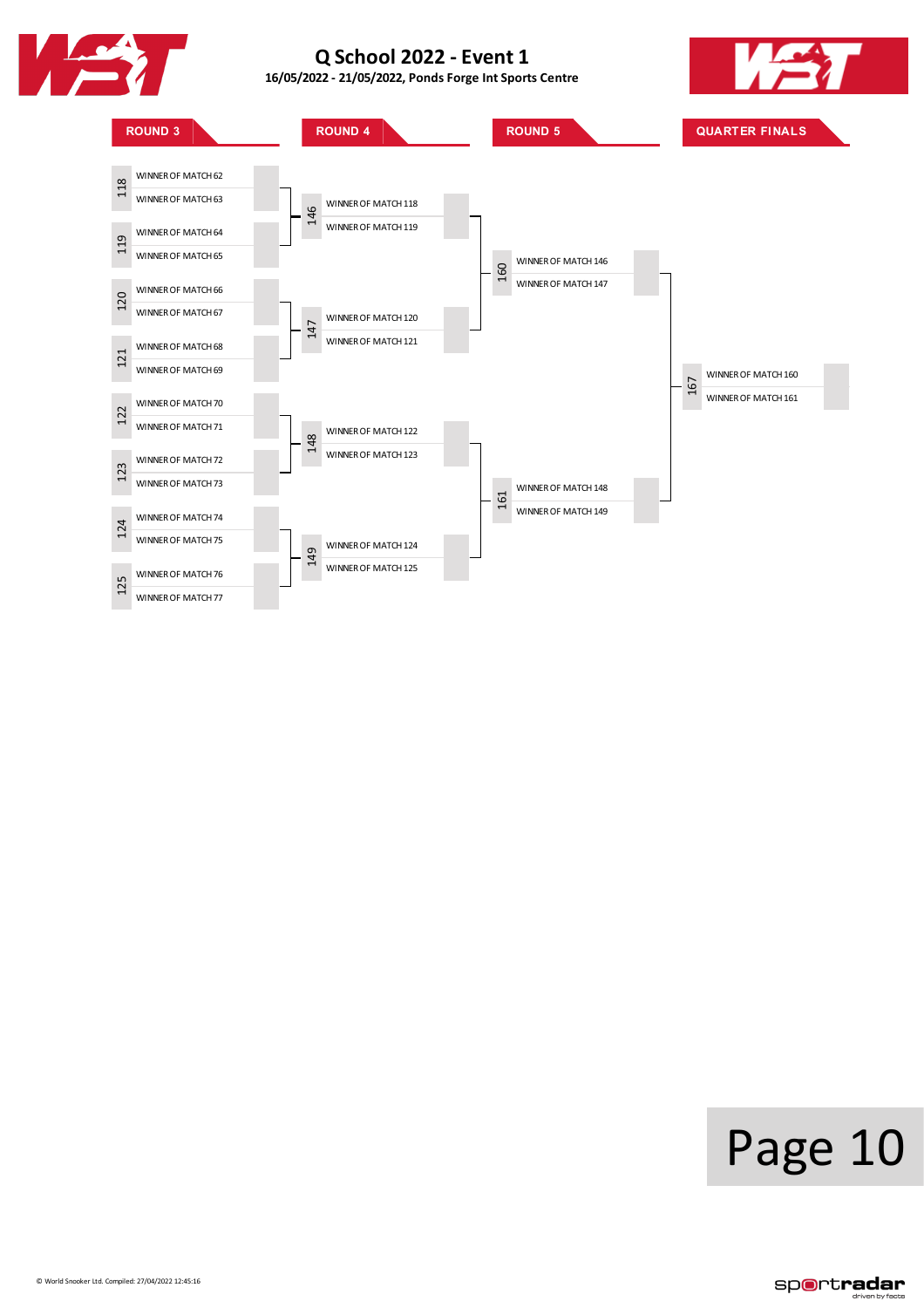# Q School 2022 - Event 1

**16/05/2022 - 21/05/2022, Ponds Forge Int Sports Centre**

## ROUND 3

| Match | Player | Score |
|---|---|---|
| 118 | WINNER OF MATCH 62 | |
| | WINNER OF MATCH 63 | |
| 119 | WINNER OF MATCH 64 | |
| | WINNER OF MATCH 65 | |
| 120 | WINNER OF MATCH 66 | |
| | WINNER OF MATCH 67 | |
| 121 | WINNER OF MATCH 68 | |
| | WINNER OF MATCH 69 | |
| 122 | WINNER OF MATCH 70 | |
| | WINNER OF MATCH 71 | |
| 123 | WINNER OF MATCH 72 | |
| | WINNER OF MATCH 73 | |
| 124 | WINNER OF MATCH 74 | |
| | WINNER OF MATCH 75 | |
| 125 | WINNER OF MATCH 76 | |
| | WINNER OF MATCH 77 | |

## ROUND 4

| Match | Player | Score |
|---|---|---|
| 146 | WINNER OF MATCH 118 | |
| | WINNER OF MATCH 119 | |
| 147 | WINNER OF MATCH 120 | |
| | WINNER OF MATCH 121 | |
| 148 | WINNER OF MATCH 122 | |
| | WINNER OF MATCH 123 | |
| 149 | WINNER OF MATCH 124 | |
| | WINNER OF MATCH 125 | |

## ROUND 5

| Match | Player | Score |
|---|---|---|
| 160 | WINNER OF MATCH 146 | |
| | WINNER OF MATCH 147 | |
| 161 | WINNER OF MATCH 148 | |
| | WINNER OF MATCH 149 | |

## QUARTER FINALS

| Match | Player | Score |
|---|---|---|
| 167 | WINNER OF MATCH 160 | |
| | WINNER OF MATCH 161 | |

© World Snooker Ltd. Compiled: 27/04/2022 12:45:16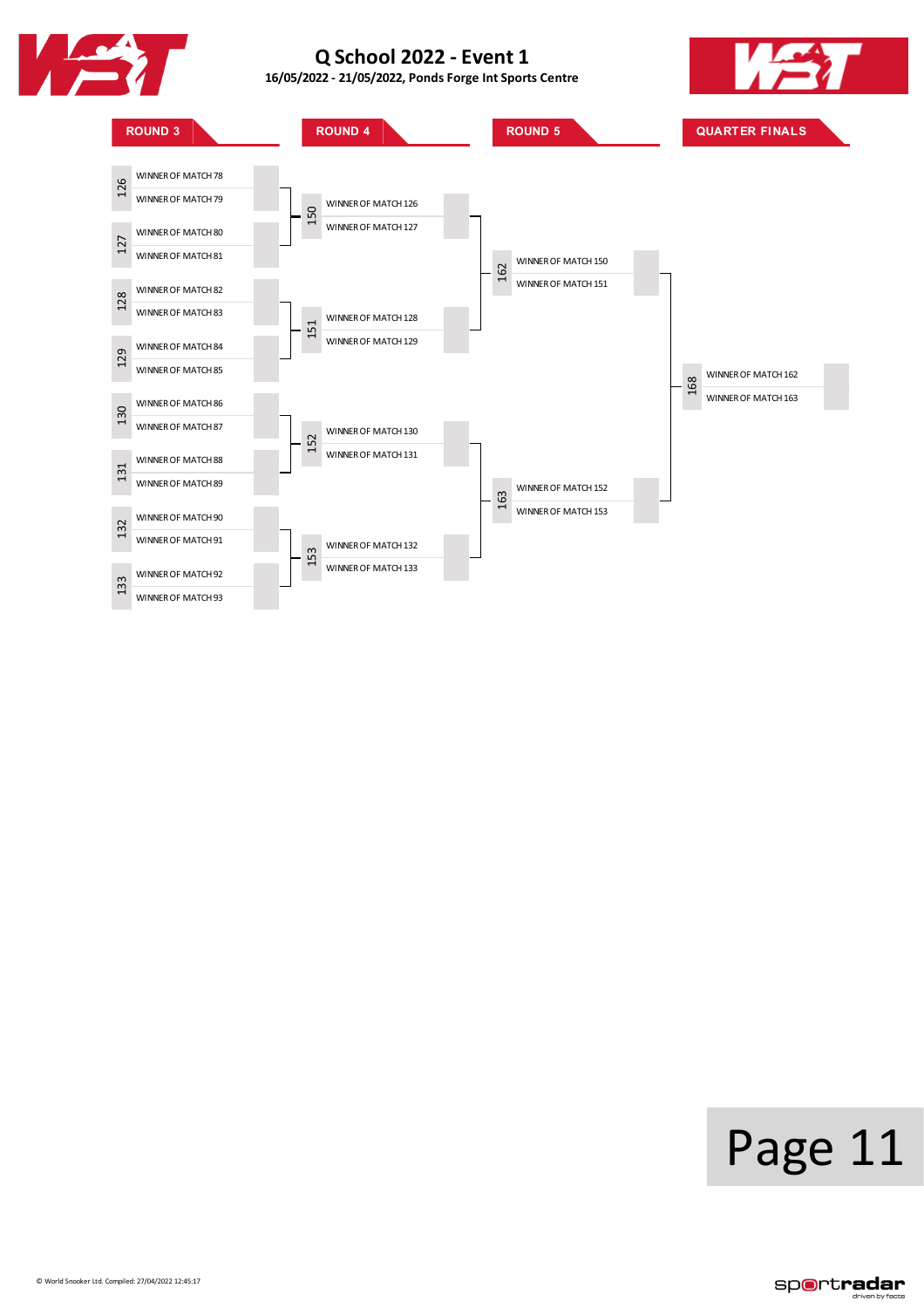# Q School 2022 - Event 1

**16/05/2022 - 21/05/2022, Ponds Forge Int Sports Centre**

## ROUND 3

| Match | Player |
|---|---|
| 126 | WINNER OF MATCH 78 |
| | WINNER OF MATCH 79 |
| 127 | WINNER OF MATCH 80 |
| | WINNER OF MATCH 81 |
| 128 | WINNER OF MATCH 82 |
| | WINNER OF MATCH 83 |
| 129 | WINNER OF MATCH 84 |
| | WINNER OF MATCH 85 |
| 130 | WINNER OF MATCH 86 |
| | WINNER OF MATCH 87 |
| 131 | WINNER OF MATCH 88 |
| | WINNER OF MATCH 89 |
| 132 | WINNER OF MATCH 90 |
| | WINNER OF MATCH 91 |
| 133 | WINNER OF MATCH 92 |
| | WINNER OF MATCH 93 |

## ROUND 4

| Match | Player |
|---|---|
| 150 | WINNER OF MATCH 126 |
| | WINNER OF MATCH 127 |
| 151 | WINNER OF MATCH 128 |
| | WINNER OF MATCH 129 |
| 152 | WINNER OF MATCH 130 |
| | WINNER OF MATCH 131 |
| 153 | WINNER OF MATCH 132 |
| | WINNER OF MATCH 133 |

## ROUND 5

| Match | Player |
|---|---|
| 162 | WINNER OF MATCH 150 |
| | WINNER OF MATCH 151 |
| 163 | WINNER OF MATCH 152 |
| | WINNER OF MATCH 153 |

## QUARTER FINALS

| Match | Player |
|---|---|
| 168 | WINNER OF MATCH 162 |
| | WINNER OF MATCH 163 |

© World Snooker Ltd. Compiled: 27/04/2022 12:45:17

sportradar driven by facts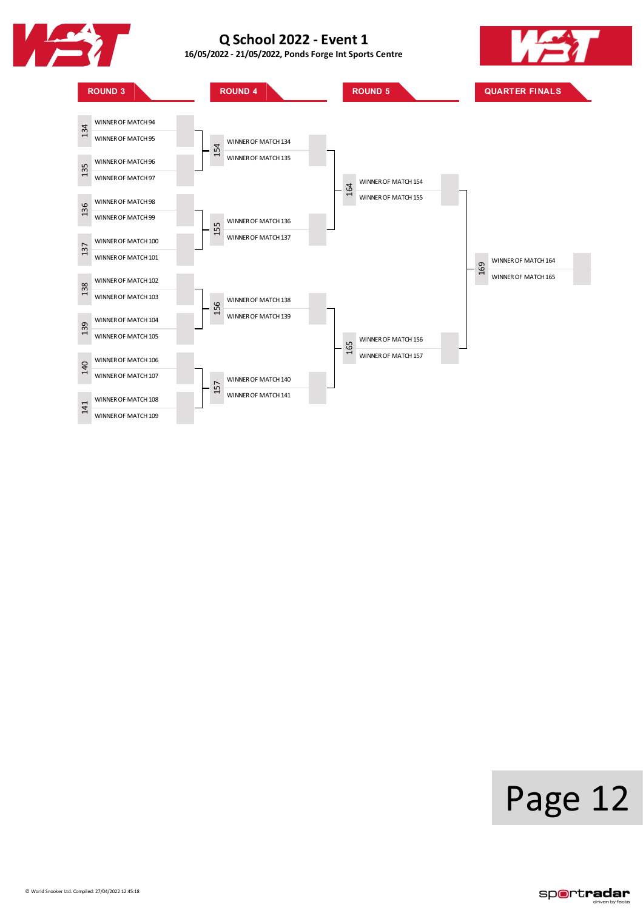# Q School 2022 - Event 1

**16/05/2022 - 21/05/2022, Ponds Forge Int Sports Centre**

## ROUND 3

| Match | Players |
| --- | --- |
| 134 | WINNER OF MATCH 94 |
| | WINNER OF MATCH 95 |
| 135 | WINNER OF MATCH 96 |
| | WINNER OF MATCH 97 |
| 136 | WINNER OF MATCH 98 |
| | WINNER OF MATCH 99 |
| 137 | WINNER OF MATCH 100 |
| | WINNER OF MATCH 101 |
| 138 | WINNER OF MATCH 102 |
| | WINNER OF MATCH 103 |
| 139 | WINNER OF MATCH 104 |
| | WINNER OF MATCH 105 |
| 140 | WINNER OF MATCH 106 |
| | WINNER OF MATCH 107 |
| 141 | WINNER OF MATCH 108 |
| | WINNER OF MATCH 109 |

## ROUND 4

| Match | Players |
| --- | --- |
| 154 | WINNER OF MATCH 134 |
| | WINNER OF MATCH 135 |
| 155 | WINNER OF MATCH 136 |
| | WINNER OF MATCH 137 |
| 156 | WINNER OF MATCH 138 |
| | WINNER OF MATCH 139 |
| 157 | WINNER OF MATCH 140 |
| | WINNER OF MATCH 141 |

## ROUND 5

| Match | Players |
| --- | --- |
| 164 | WINNER OF MATCH 154 |
| | WINNER OF MATCH 155 |
| 165 | WINNER OF MATCH 156 |
| | WINNER OF MATCH 157 |

## QUARTER FINALS

| Match | Players |
| --- | --- |
| 169 | WINNER OF MATCH 164 |
| | WINNER OF MATCH 165 |

© World Snooker Ltd. Compiled: 27/04/2022 12:45:18